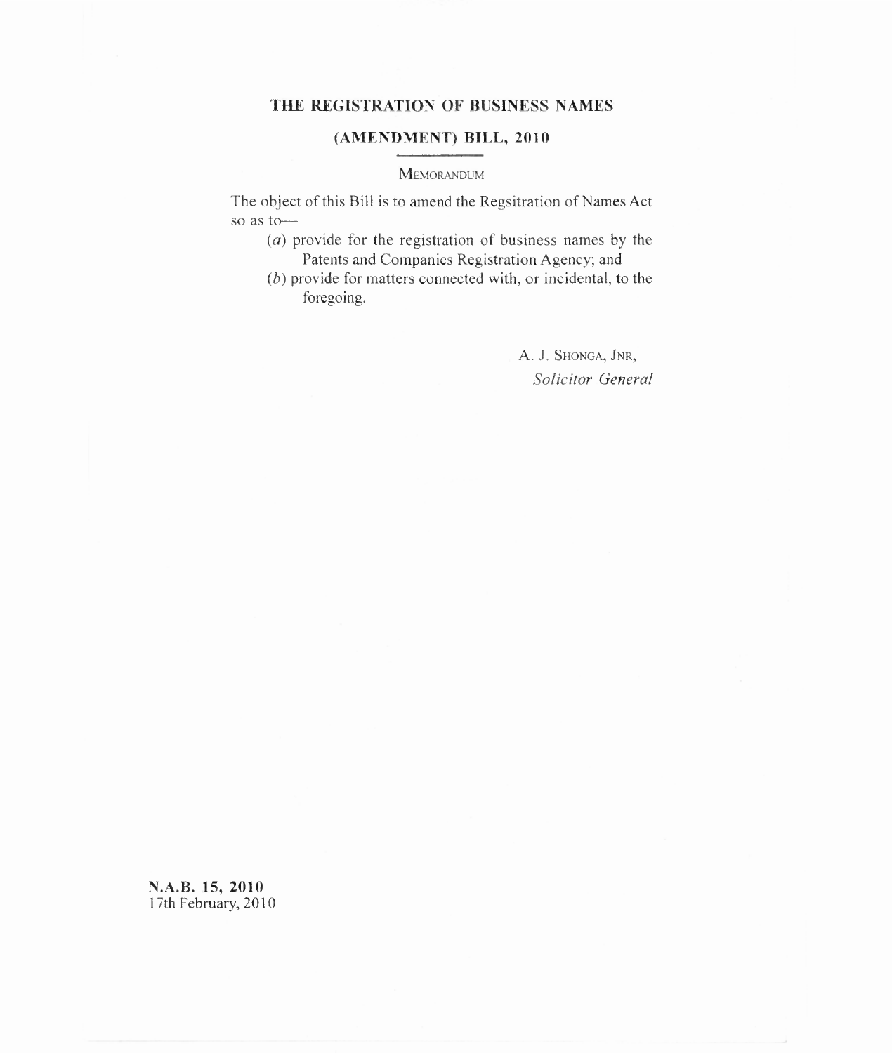# THE REGISTRATION OF BUSINESS NAMES

## (AMENDMENT) BILL, 2010

MEMORANDUM

The object of this Bill is to amend the Regsitration of Names Act so as to—

(*a*) provide for the registration of business names by the Patents and Companies Registration Agency; and

(*b*) provide for matters connected with, or incidental, to the foregoing.

A. J. SHONGA, JNR,
*Solicitor General*

**N.A.B. 15, 2010**
17th February, 2010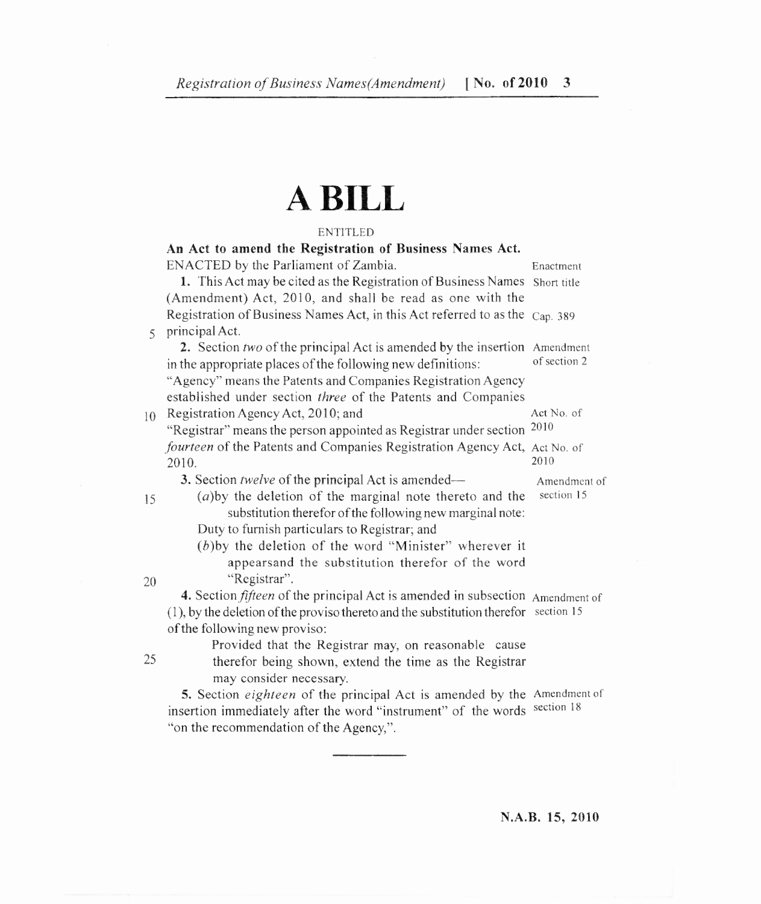# A BILL

ENTITLED

**An Act to amend the Registration of Business Names Act.**

ENACTED by the Parliament of Zambia. — Enactment

**1.** This Act may be cited as the Registration of Business Names (Amendment) Act, 2010, and shall be read as one with the Registration of Business Names Act, in this Act referred to as the principal Act. — Short title; Cap. 389

**2.** Section *two* of the principal Act is amended by the insertion in the appropriate places of the following new definitions: — Amendment of section 2

"Agency" means the Patents and Companies Registration Agency established under section *three* of the Patents and Companies Registration Agency Act, 2010; and — Act No. of 2010

"Registrar" means the person appointed as Registrar under section *fourteen* of the Patents and Companies Registration Agency Act, 2010. — Act No. of 2010

**3.** Section *twelve* of the principal Act is amended— — Amendment of section 15

(*a*) by the deletion of the marginal note thereto and the substitution therefor of the following new marginal note:

Duty to furnish particulars to Registrar; and

(*b*) by the deletion of the word "Minister" wherever it appearsand the substitution therefor of the word "Registrar".

**4.** Section *fifteen* of the principal Act is amended in subsection (1), by the deletion of the proviso thereto and the substitution therefor of the following new proviso: — Amendment of section 15

Provided that the Registrar may, on reasonable cause therefor being shown, extend the time as the Registrar may consider necessary.

**5.** Section *eighteen* of the principal Act is amended by the insertion immediately after the word "instrument" of the words "on the recommendation of the Agency,". — Amendment of section 18

---

**N.A.B. 15, 2010**